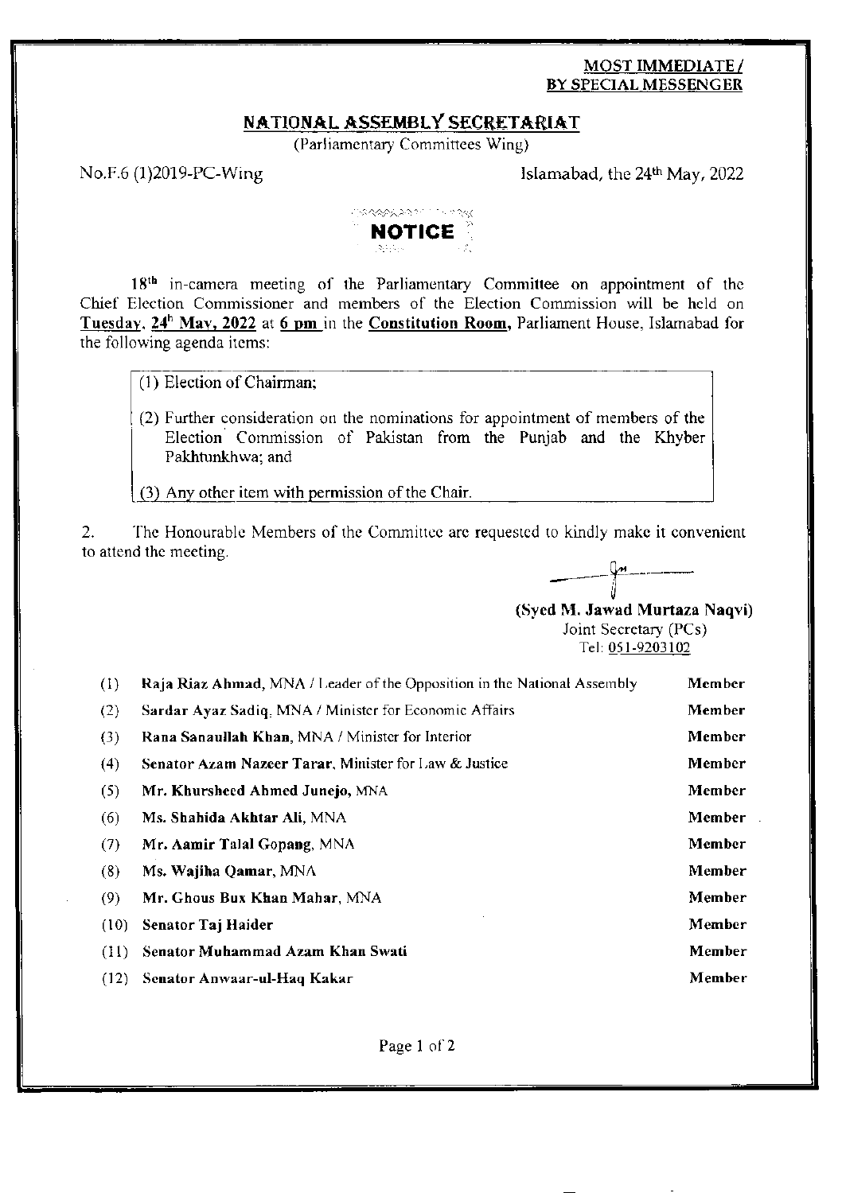**MOST IMMEDIATE / BY SPECIAL MESSENGER**

## NATIONAL ASSEMBLY SECRETARIAT

(Parliamentary Committees Wing)

No.F.6 (1)2019-PC-Wing

Islamabad, the 24th May, 2022

### NOTICE

18th in-camera meeting of the Parliamentary Committee on appointment of the Chief Election Commissioner and members of the Election Commission will be held on **Tuesday, 24th May, 2022** at **6 pm** in the **Constitution Room,** Parliament House, Islamabad for the following agenda items:

(1) Election of Chairman;

(2) Further consideration on the nominations for appointment of members of the Election Commission of Pakistan from the Punjab and the Khyber Pakhtunkhwa; and

(3) Any other item with permission of the Chair.

2. The Honourable Members of the Committee are requested to kindly make it convenient to attend the meeting.

**(Syed M. Jawad Murtaza Naqvi)**
Joint Secretary (PCs)
Tel: 051-9203102

| | | |
|---|---|---|
| (1) | **Raja Riaz Ahmad,** MNA / Leader of the Opposition in the National Assembly | **Member** |
| (2) | **Sardar Ayaz Sadiq,** MNA / Minister for Economic Affairs | **Member** |
| (3) | **Rana Sanaullah Khan,** MNA / Minister for Interior | **Member** |
| (4) | **Senator Azam Nazeer Tarar,** Minister for Law & Justice | **Member** |
| (5) | **Mr. Khursheed Ahmed Junejo,** MNA | **Member** |
| (6) | **Ms. Shahida Akhtar Ali,** MNA | **Member** |
| (7) | **Mr. Aamir Talal Gopang,** MNA | **Member** |
| (8) | **Ms. Wajiha Qamar,** MNA | **Member** |
| (9) | **Mr. Ghous Bux Khan Mahar,** MNA | **Member** |
| (10) | **Senator Taj Haider** | **Member** |
| (11) | **Senator Muhammad Azam Khan Swati** | **Member** |
| (12) | **Senator Anwaar-ul-Haq Kakar** | **Member** |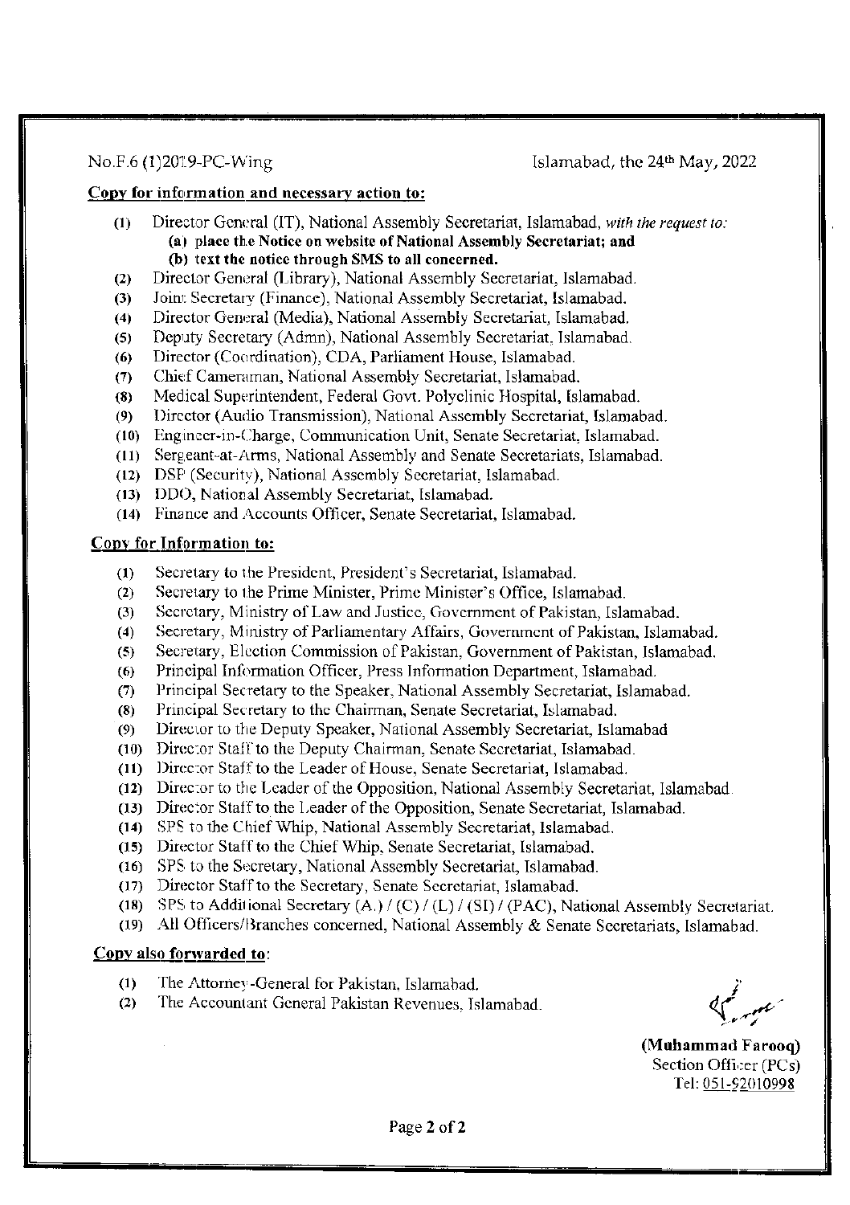No.F.6 (1)2019-PC-Wing Islamabad, the 24th May, 2022

**Copy for information and necessary action to:**

(1) Director General (IT), National Assembly Secretariat, Islamabad, *with the request to:*
  **(a) place the Notice on website of National Assembly Secretariat; and**
  **(b) text the notice through SMS to all concerned.**
(2) Director General (Library), National Assembly Secretariat, Islamabad.
(3) Joint Secretary (Finance), National Assembly Secretariat, Islamabad.
(4) Director General (Media), National Assembly Secretariat, Islamabad.
(5) Deputy Secretary (Admn), National Assembly Secretariat, Islamabad.
(6) Director (Coordination), CDA, Parliament House, Islamabad.
(7) Chief Cameraman, National Assembly Secretariat, Islamabad.
(8) Medical Superintendent, Federal Govt. Polyclinic Hospital, Islamabad.
(9) Director (Audio Transmission), National Assembly Secretariat, Islamabad.
(10) Engineer-in-Charge, Communication Unit, Senate Secretariat, Islamabad.
(11) Sergeant-at-Arms, National Assembly and Senate Secretariats, Islamabad.
(12) DSP (Security), National Assembly Secretariat, Islamabad.
(13) DDO, National Assembly Secretariat, Islamabad.
(14) Finance and Accounts Officer, Senate Secretariat, Islamabad.

**Copy for Information to:**

(1) Secretary to the President, President's Secretariat, Islamabad.
(2) Secretary to the Prime Minister, Prime Minister's Office, Islamabad.
(3) Secretary, Ministry of Law and Justice, Government of Pakistan, Islamabad.
(4) Secretary, Ministry of Parliamentary Affairs, Government of Pakistan, Islamabad.
(5) Secretary, Election Commission of Pakistan, Government of Pakistan, Islamabad.
(6) Principal Information Officer, Press Information Department, Islamabad.
(7) Principal Secretary to the Speaker, National Assembly Secretariat, Islamabad.
(8) Principal Secretary to the Chairman, Senate Secretariat, Islamabad.
(9) Director to the Deputy Speaker, National Assembly Secretariat, Islamabad
(10) Director Staff to the Deputy Chairman, Senate Secretariat, Islamabad.
(11) Director Staff to the Leader of House, Senate Secretariat, Islamabad.
(12) Director to the Leader of the Opposition, National Assembly Secretariat, Islamabad.
(13) Director Staff to the Leader of the Opposition, Senate Secretariat, Islamabad.
(14) SPS to the Chief Whip, National Assembly Secretariat, Islamabad.
(15) Director Staff to the Chief Whip, Senate Secretariat, Islamabad.
(16) SPS to the Secretary, National Assembly Secretariat, Islamabad.
(17) Director Staff to the Secretary, Senate Secretariat, Islamabad.
(18) SPS to Additional Secretary (A) / (C) / (L) / (SI) / (PAC), National Assembly Secretariat.
(19) All Officers/Branches concerned, National Assembly & Senate Secretariats, Islamabad.

**Copy also forwarded to:**

(1) The Attorney-General for Pakistan, Islamabad.
(2) The Accountant General Pakistan Revenues, Islamabad.

**(Muhammad Farooq)**
Section Officer (PCs)
Tel: 051-92010998